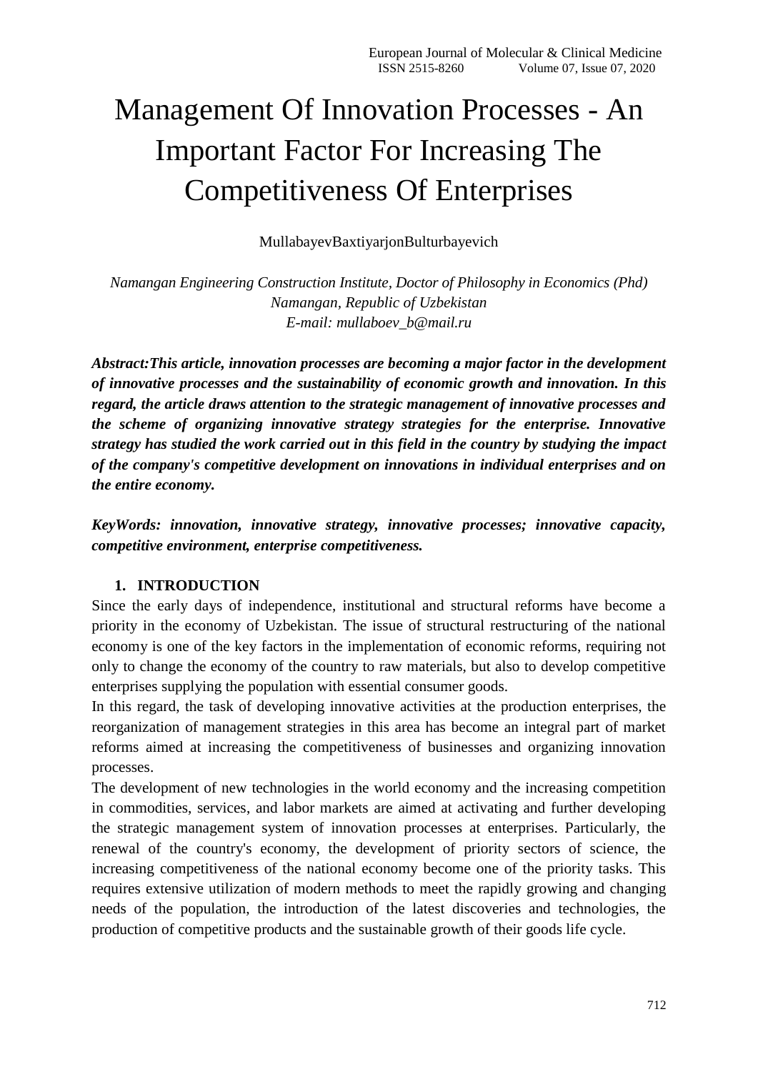# Management Of Innovation Processes - An Important Factor For Increasing The Competitiveness Of Enterprises

MullabayevBaxtiyarjonBulturbayevich

*Namangan Engineering Construction Institute, Doctor of Philosophy in Economics (Phd)*
*Namangan, Republic of Uzbekistan*
*E-mail: mullaboev_b@mail.ru*

***Abstract:This article, innovation processes are becoming a major factor in the development of innovative processes and the sustainability of economic growth and innovation. In this regard, the article draws attention to the strategic management of innovative processes and the scheme of organizing innovative strategy strategies for the enterprise. Innovative strategy has studied the work carried out in this field in the country by studying the impact of the company's competitive development on innovations in individual enterprises and on the entire economy.***

***KeyWords: innovation, innovative strategy, innovative processes; innovative capacity, competitive environment, enterprise competitiveness.***

## 1. INTRODUCTION

Since the early days of independence, institutional and structural reforms have become a priority in the economy of Uzbekistan. The issue of structural restructuring of the national economy is one of the key factors in the implementation of economic reforms, requiring not only to change the economy of the country to raw materials, but also to develop competitive enterprises supplying the population with essential consumer goods.

In this regard, the task of developing innovative activities at the production enterprises, the reorganization of management strategies in this area has become an integral part of market reforms aimed at increasing the competitiveness of businesses and organizing innovation processes.

The development of new technologies in the world economy and the increasing competition in commodities, services, and labor markets are aimed at activating and further developing the strategic management system of innovation processes at enterprises. Particularly, the renewal of the country's economy, the development of priority sectors of science, the increasing competitiveness of the national economy become one of the priority tasks. This requires extensive utilization of modern methods to meet the rapidly growing and changing needs of the population, the introduction of the latest discoveries and technologies, the production of competitive products and the sustainable growth of their goods life cycle.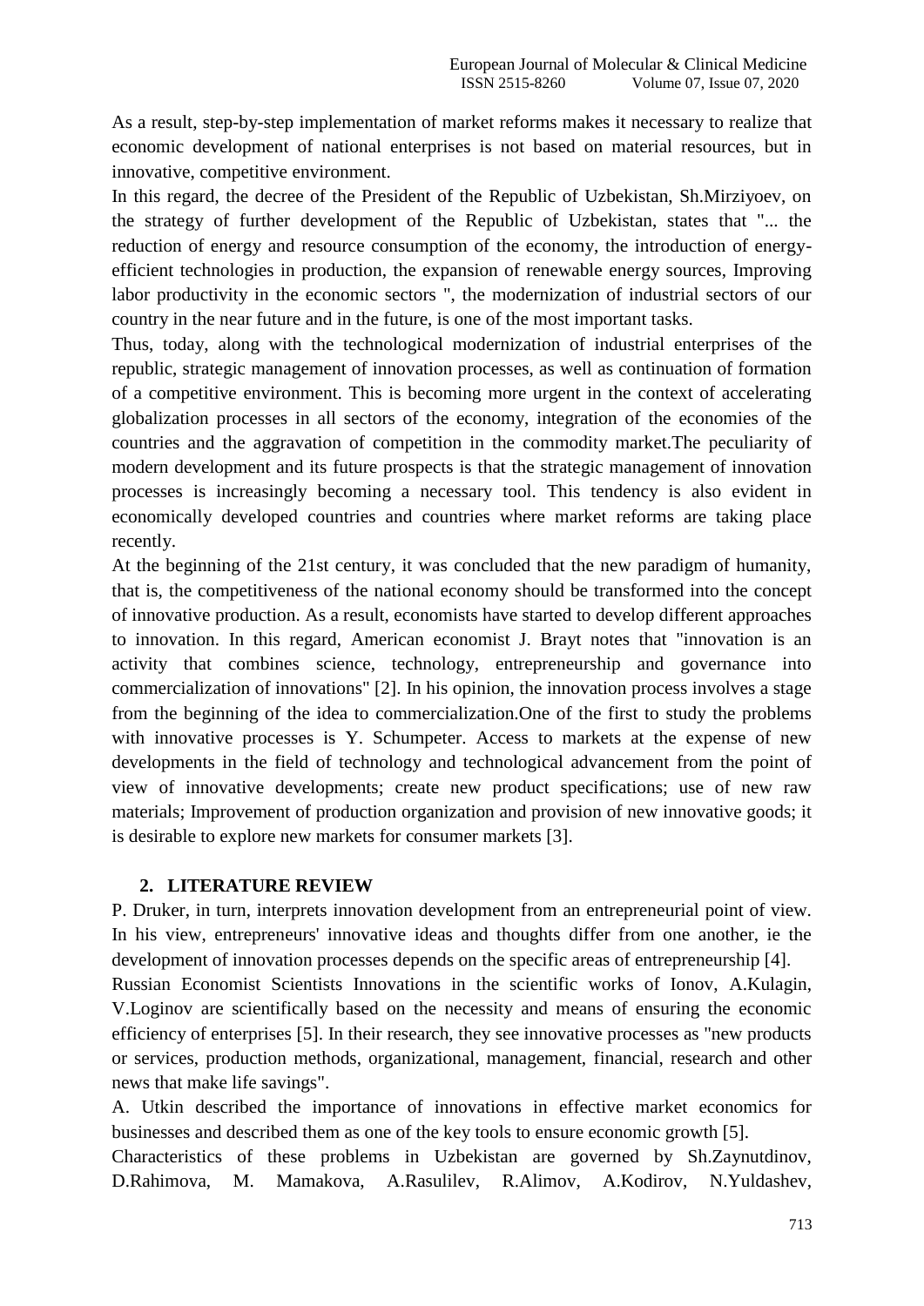As a result, step-by-step implementation of market reforms makes it necessary to realize that economic development of national enterprises is not based on material resources, but in innovative, competitive environment.

In this regard, the decree of the President of the Republic of Uzbekistan, Sh.Mirziyoev, on the strategy of further development of the Republic of Uzbekistan, states that "... the reduction of energy and resource consumption of the economy, the introduction of energy-efficient technologies in production, the expansion of renewable energy sources, Improving labor productivity in the economic sectors ", the modernization of industrial sectors of our country in the near future and in the future, is one of the most important tasks.

Thus, today, along with the technological modernization of industrial enterprises of the republic, strategic management of innovation processes, as well as continuation of formation of a competitive environment. This is becoming more urgent in the context of accelerating globalization processes in all sectors of the economy, integration of the economies of the countries and the aggravation of competition in the commodity market.The peculiarity of modern development and its future prospects is that the strategic management of innovation processes is increasingly becoming a necessary tool. This tendency is also evident in economically developed countries and countries where market reforms are taking place recently.

At the beginning of the 21st century, it was concluded that the new paradigm of humanity, that is, the competitiveness of the national economy should be transformed into the concept of innovative production. As a result, economists have started to develop different approaches to innovation. In this regard, American economist J. Brayt notes that "innovation is an activity that combines science, technology, entrepreneurship and governance into commercialization of innovations" [2]. In his opinion, the innovation process involves a stage from the beginning of the idea to commercialization.One of the first to study the problems with innovative processes is Y. Schumpeter. Access to markets at the expense of new developments in the field of technology and technological advancement from the point of view of innovative developments; create new product specifications; use of new raw materials; Improvement of production organization and provision of new innovative goods; it is desirable to explore new markets for consumer markets [3].

## 2. LITERATURE REVIEW

P. Druker, in turn, interprets innovation development from an entrepreneurial point of view. In his view, entrepreneurs' innovative ideas and thoughts differ from one another, ie the development of innovation processes depends on the specific areas of entrepreneurship [4].

Russian Economist Scientists Innovations in the scientific works of Ionov, A.Kulagin, V.Loginov are scientifically based on the necessity and means of ensuring the economic efficiency of enterprises [5]. In their research, they see innovative processes as "new products or services, production methods, organizational, management, financial, research and other news that make life savings".

A. Utkin described the importance of innovations in effective market economics for businesses and described them as one of the key tools to ensure economic growth [5].

Characteristics of these problems in Uzbekistan are governed by Sh.Zaynutdinov, D.Rahimova, M. Mamakova, A.Rasulilev, R.Alimov, A.Kodirov, N.Yuldashev,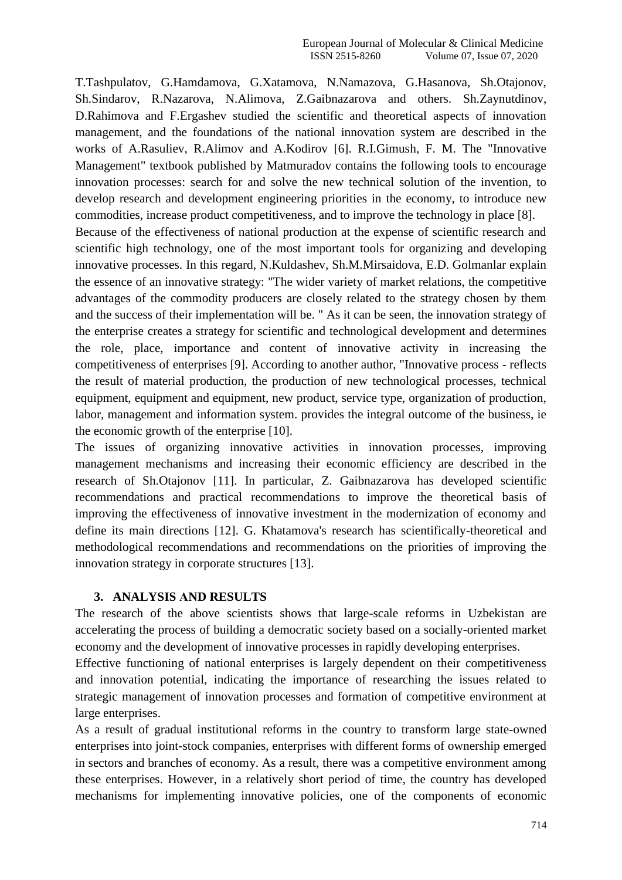T.Tashpulatov, G.Hamdamova, G.Xatamova, N.Namazova, G.Hasanova, Sh.Otajonov, Sh.Sindarov, R.Nazarova, N.Alimova, Z.Gaibnazarova and others. Sh.Zaynutdinov, D.Rahimova and F.Ergashev studied the scientific and theoretical aspects of innovation management, and the foundations of the national innovation system are described in the works of A.Rasuliev, R.Alimov and A.Kodirov [6]. R.I.Gimush, F. M. The "Innovative Management" textbook published by Matmuradov contains the following tools to encourage innovation processes: search for and solve the new technical solution of the invention, to develop research and development engineering priorities in the economy, to introduce new commodities, increase product competitiveness, and to improve the technology in place [8].

Because of the effectiveness of national production at the expense of scientific research and scientific high technology, one of the most important tools for organizing and developing innovative processes. In this regard, N.Kuldashev, Sh.M.Mirsaidova, E.D. Golmanlar explain the essence of an innovative strategy: "The wider variety of market relations, the competitive advantages of the commodity producers are closely related to the strategy chosen by them and the success of their implementation will be. " As it can be seen, the innovation strategy of the enterprise creates a strategy for scientific and technological development and determines the role, place, importance and content of innovative activity in increasing the competitiveness of enterprises [9]. According to another author, "Innovative process - reflects the result of material production, the production of new technological processes, technical equipment, equipment and equipment, new product, service type, organization of production, labor, management and information system. provides the integral outcome of the business, ie the economic growth of the enterprise [10].

The issues of organizing innovative activities in innovation processes, improving management mechanisms and increasing their economic efficiency are described in the research of Sh.Otajonov [11]. In particular, Z. Gaibnazarova has developed scientific recommendations and practical recommendations to improve the theoretical basis of improving the effectiveness of innovative investment in the modernization of economy and define its main directions [12]. G. Khatamova's research has scientifically-theoretical and methodological recommendations and recommendations on the priorities of improving the innovation strategy in corporate structures [13].

## 3. ANALYSIS AND RESULTS

The research of the above scientists shows that large-scale reforms in Uzbekistan are accelerating the process of building a democratic society based on a socially-oriented market economy and the development of innovative processes in rapidly developing enterprises.

Effective functioning of national enterprises is largely dependent on their competitiveness and innovation potential, indicating the importance of researching the issues related to strategic management of innovation processes and formation of competitive environment at large enterprises.

As a result of gradual institutional reforms in the country to transform large state-owned enterprises into joint-stock companies, enterprises with different forms of ownership emerged in sectors and branches of economy. As a result, there was a competitive environment among these enterprises. However, in a relatively short period of time, the country has developed mechanisms for implementing innovative policies, one of the components of economic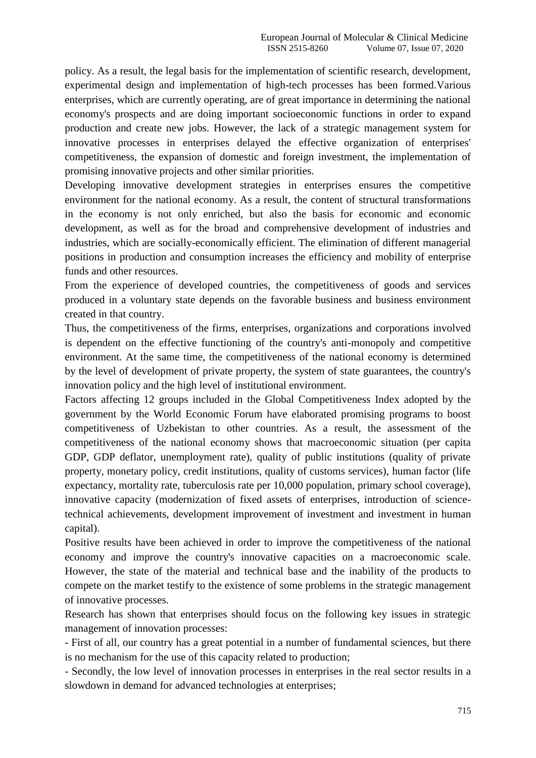policy. As a result, the legal basis for the implementation of scientific research, development, experimental design and implementation of high-tech processes has been formed.Various enterprises, which are currently operating, are of great importance in determining the national economy's prospects and are doing important socioeconomic functions in order to expand production and create new jobs. However, the lack of a strategic management system for innovative processes in enterprises delayed the effective organization of enterprises' competitiveness, the expansion of domestic and foreign investment, the implementation of promising innovative projects and other similar priorities.

Developing innovative development strategies in enterprises ensures the competitive environment for the national economy. As a result, the content of structural transformations in the economy is not only enriched, but also the basis for economic and economic development, as well as for the broad and comprehensive development of industries and industries, which are socially-economically efficient. The elimination of different managerial positions in production and consumption increases the efficiency and mobility of enterprise funds and other resources.

From the experience of developed countries, the competitiveness of goods and services produced in a voluntary state depends on the favorable business and business environment created in that country.

Thus, the competitiveness of the firms, enterprises, organizations and corporations involved is dependent on the effective functioning of the country's anti-monopoly and competitive environment. At the same time, the competitiveness of the national economy is determined by the level of development of private property, the system of state guarantees, the country's innovation policy and the high level of institutional environment.

Factors affecting 12 groups included in the Global Competitiveness Index adopted by the government by the World Economic Forum have elaborated promising programs to boost competitiveness of Uzbekistan to other countries. As a result, the assessment of the competitiveness of the national economy shows that macroeconomic situation (per capita GDP, GDP deflator, unemployment rate), quality of public institutions (quality of private property, monetary policy, credit institutions, quality of customs services), human factor (life expectancy, mortality rate, tuberculosis rate per 10,000 population, primary school coverage), innovative capacity (modernization of fixed assets of enterprises, introduction of science-technical achievements, development improvement of investment and investment in human capital).

Positive results have been achieved in order to improve the competitiveness of the national economy and improve the country's innovative capacities on a macroeconomic scale. However, the state of the material and technical base and the inability of the products to compete on the market testify to the existence of some problems in the strategic management of innovative processes.

Research has shown that enterprises should focus on the following key issues in strategic management of innovation processes:

- First of all, our country has a great potential in a number of fundamental sciences, but there is no mechanism for the use of this capacity related to production;
- Secondly, the low level of innovation processes in enterprises in the real sector results in a slowdown in demand for advanced technologies at enterprises;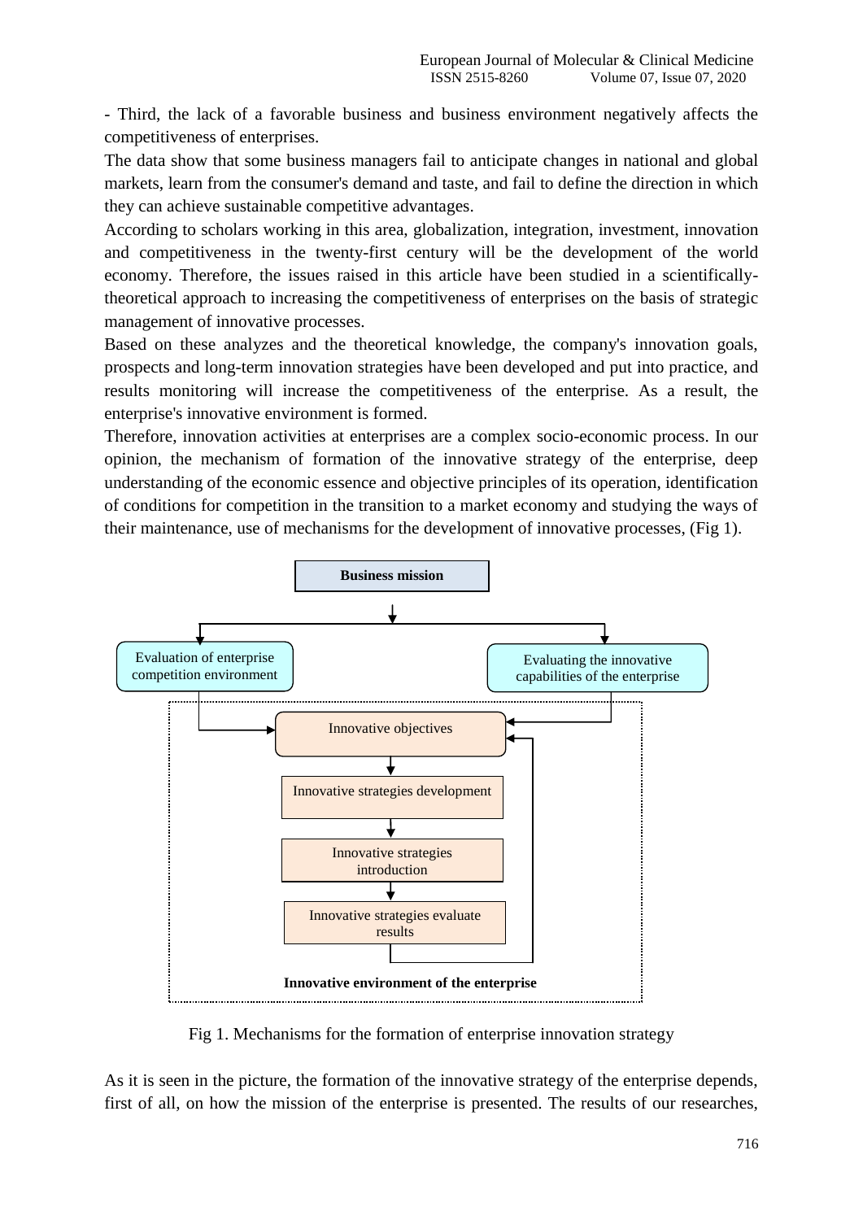- Third, the lack of a favorable business and business environment negatively affects the competitiveness of enterprises.

The data show that some business managers fail to anticipate changes in national and global markets, learn from the consumer's demand and taste, and fail to define the direction in which they can achieve sustainable competitive advantages.

According to scholars working in this area, globalization, integration, investment, innovation and competitiveness in the twenty-first century will be the development of the world economy. Therefore, the issues raised in this article have been studied in a scientifically-theoretical approach to increasing the competitiveness of enterprises on the basis of strategic management of innovative processes.

Based on these analyzes and the theoretical knowledge, the company's innovation goals, prospects and long-term innovation strategies have been developed and put into practice, and results monitoring will increase the competitiveness of the enterprise. As a result, the enterprise's innovative environment is formed.

Therefore, innovation activities at enterprises are a complex socio-economic process. In our opinion, the mechanism of formation of the innovative strategy of the enterprise, deep understanding of the economic essence and objective principles of its operation, identification of conditions for competition in the transition to a market economy and studying the ways of their maintenance, use of mechanisms for the development of innovative processes, (Fig 1).

**Business mission**

Evaluation of enterprise competition environment

Evaluating the innovative capabilities of the enterprise

Innovative objectives

Innovative strategies development

Innovative strategies introduction

Innovative strategies evaluate results

**Innovative environment of the enterprise**

Fig 1. Mechanisms for the formation of enterprise innovation strategy

As it is seen in the picture, the formation of the innovative strategy of the enterprise depends, first of all, on how the mission of the enterprise is presented. The results of our researches,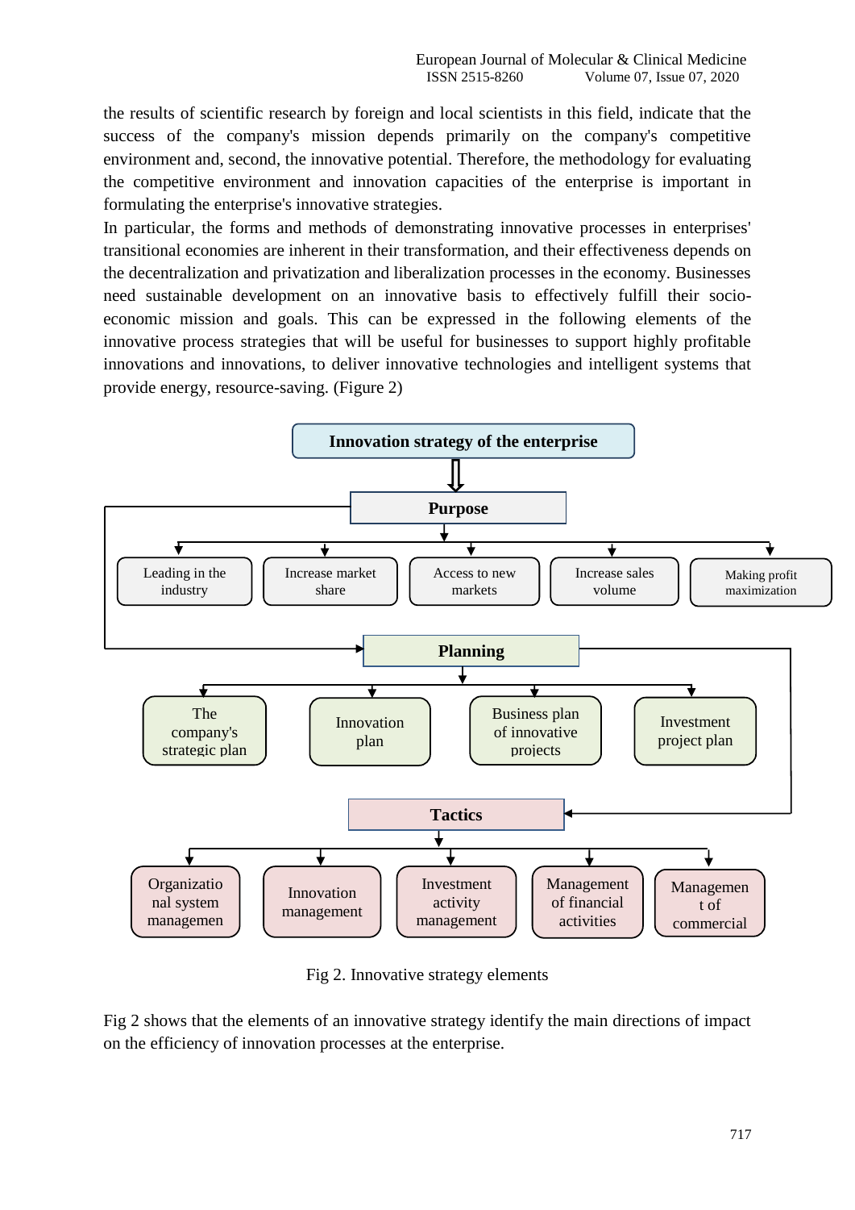the results of scientific research by foreign and local scientists in this field, indicate that the success of the company's mission depends primarily on the company's competitive environment and, second, the innovative potential. Therefore, the methodology for evaluating the competitive environment and innovation capacities of the enterprise is important in formulating the enterprise's innovative strategies.

In particular, the forms and methods of demonstrating innovative processes in enterprises' transitional economies are inherent in their transformation, and their effectiveness depends on the decentralization and privatization and liberalization processes in the economy. Businesses need sustainable development on an innovative basis to effectively fulfill their socio-economic mission and goals. This can be expressed in the following elements of the innovative process strategies that will be useful for businesses to support highly profitable innovations and innovations, to deliver innovative technologies and intelligent systems that provide energy, resource-saving. (Figure 2)

**Innovation strategy of the enterprise**

**Purpose**
- Leading in the industry
- Increase market share
- Access to new markets
- Increase sales volume
- Making profit maximization

**Planning**
- The company's strategic plan
- Innovation plan
- Business plan of innovative projects
- Investment project plan

**Tactics**
- Organizational system managemen
- Innovation management
- Investment activity management
- Management of financial activities
- Management of commercial

Fig 2. Innovative strategy elements

Fig 2 shows that the elements of an innovative strategy identify the main directions of impact on the efficiency of innovation processes at the enterprise.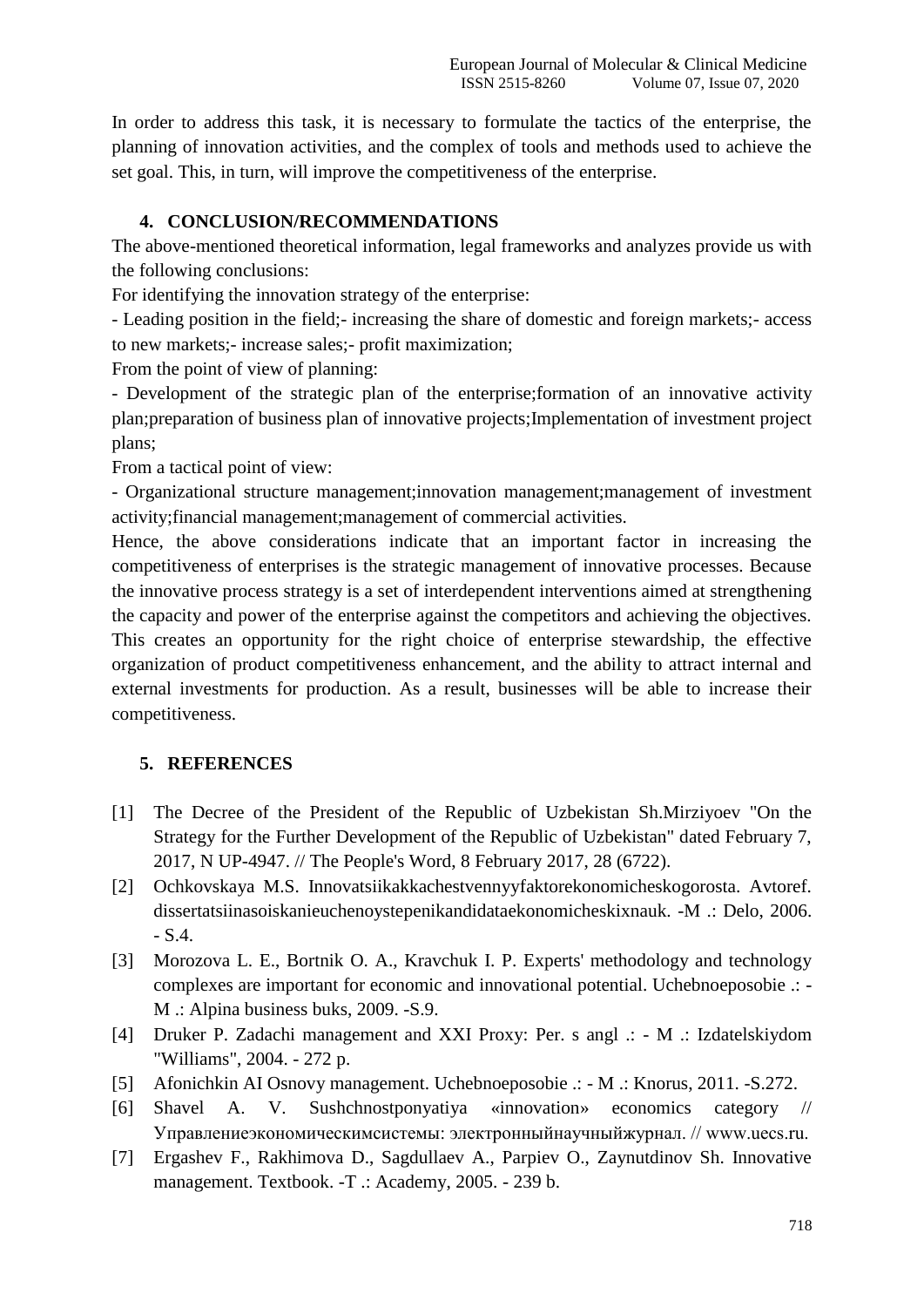In order to address this task, it is necessary to formulate the tactics of the enterprise, the planning of innovation activities, and the complex of tools and methods used to achieve the set goal. This, in turn, will improve the competitiveness of the enterprise.

## 4. CONCLUSION/RECOMMENDATIONS

The above-mentioned theoretical information, legal frameworks and analyzes provide us with the following conclusions:

For identifying the innovation strategy of the enterprise:

- Leading position in the field;- increasing the share of domestic and foreign markets;- access to new markets;- increase sales;- profit maximization;

From the point of view of planning:

- Development of the strategic plan of the enterprise;formation of an innovative activity plan;preparation of business plan of innovative projects;Implementation of investment project plans;

From a tactical point of view:

- Organizational structure management;innovation management;management of investment activity;financial management;management of commercial activities.

Hence, the above considerations indicate that an important factor in increasing the competitiveness of enterprises is the strategic management of innovative processes. Because the innovative process strategy is a set of interdependent interventions aimed at strengthening the capacity and power of the enterprise against the competitors and achieving the objectives. This creates an opportunity for the right choice of enterprise stewardship, the effective organization of product competitiveness enhancement, and the ability to attract internal and external investments for production. As a result, businesses will be able to increase their competitiveness.

## 5. REFERENCES

[1] The Decree of the President of the Republic of Uzbekistan Sh.Mirziyoev "On the Strategy for the Further Development of the Republic of Uzbekistan" dated February 7, 2017, N UP-4947. // The People's Word, 8 February 2017, 28 (6722).

[2] Ochkovskaya M.S. Innovatsiikakkachestvennyyfaktorekonomicheskogorosta. Avtoref. dissertatsiinasoiskanieuchenoystepenikandidataekonomicheskixnauk. -M .: Delo, 2006. - S.4.

[3] Morozova L. E., Bortnik O. A., Kravchuk I. P. Experts' methodology and technology complexes are important for economic and innovational potential. Uchebnoeposobie .: - M .: Alpina business buks, 2009. -S.9.

[4] Druker P. Zadachi management and XXI Proxy: Per. s angl .: - M .: Izdatelskiydom "Williams", 2004. - 272 p.

[5] Afonichkin AI Osnovy management. Uchebnoeposobie .: - M .: Knorus, 2011. -S.272.

[6] Shavel A. V. Sushchnostponyatiya «innovation» economics category // Управлениеэкономическимсистемы: электронныйнаучныйжурнал. // www.uecs.ru.

[7] Ergashev F., Rakhimova D., Sagdullaev A., Parpiev O., Zaynutdinov Sh. Innovative management. Textbook. -T .: Academy, 2005. - 239 b.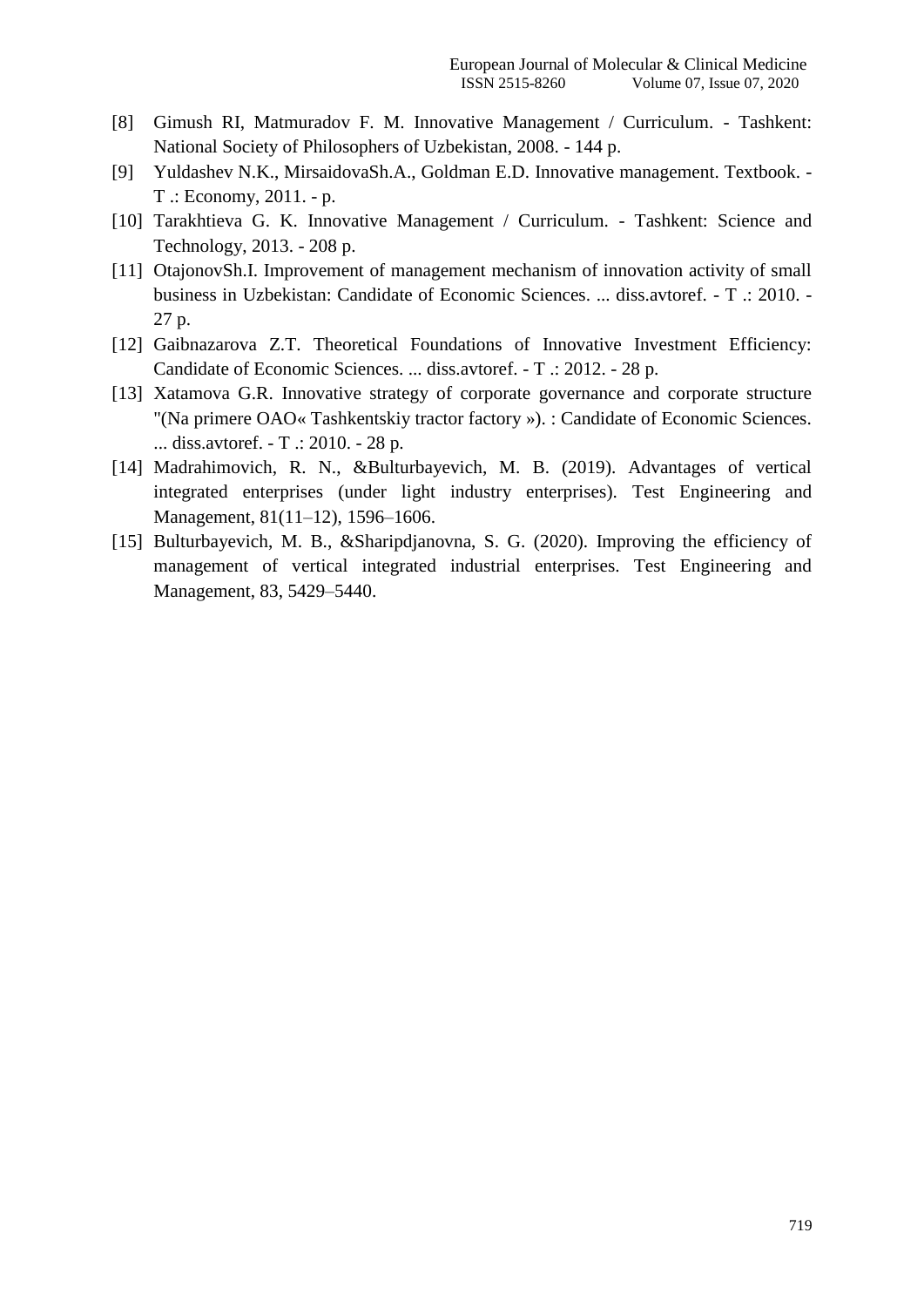[8] Gimush RI, Matmuradov F. M. Innovative Management / Curriculum. - Tashkent: National Society of Philosophers of Uzbekistan, 2008. - 144 p.

[9] Yuldashev N.K., MirsaidovaSh.A., Goldman E.D. Innovative management. Textbook. - T .: Economy, 2011. - p.

[10] Tarakhtieva G. K. Innovative Management / Curriculum. - Tashkent: Science and Technology, 2013. - 208 p.

[11] OtajonovSh.I. Improvement of management mechanism of innovation activity of small business in Uzbekistan: Candidate of Economic Sciences. ... diss.avtoref. - T .: 2010. - 27 p.

[12] Gaibnazarova Z.T. Theoretical Foundations of Innovative Investment Efficiency: Candidate of Economic Sciences. ... diss.avtoref. - T .: 2012. - 28 p.

[13] Xatamova G.R. Innovative strategy of corporate governance and corporate structure "(Na primere OAO« Tashkentskiy tractor factory »). : Candidate of Economic Sciences. ... diss.avtoref. - T .: 2010. - 28 p.

[14] Madrahimovich, R. N., &Bulturbayevich, M. B. (2019). Advantages of vertical integrated enterprises (under light industry enterprises). Test Engineering and Management, 81(11–12), 1596–1606.

[15] Bulturbayevich, M. B., &Sharipdjanovna, S. G. (2020). Improving the efficiency of management of vertical integrated industrial enterprises. Test Engineering and Management, 83, 5429–5440.